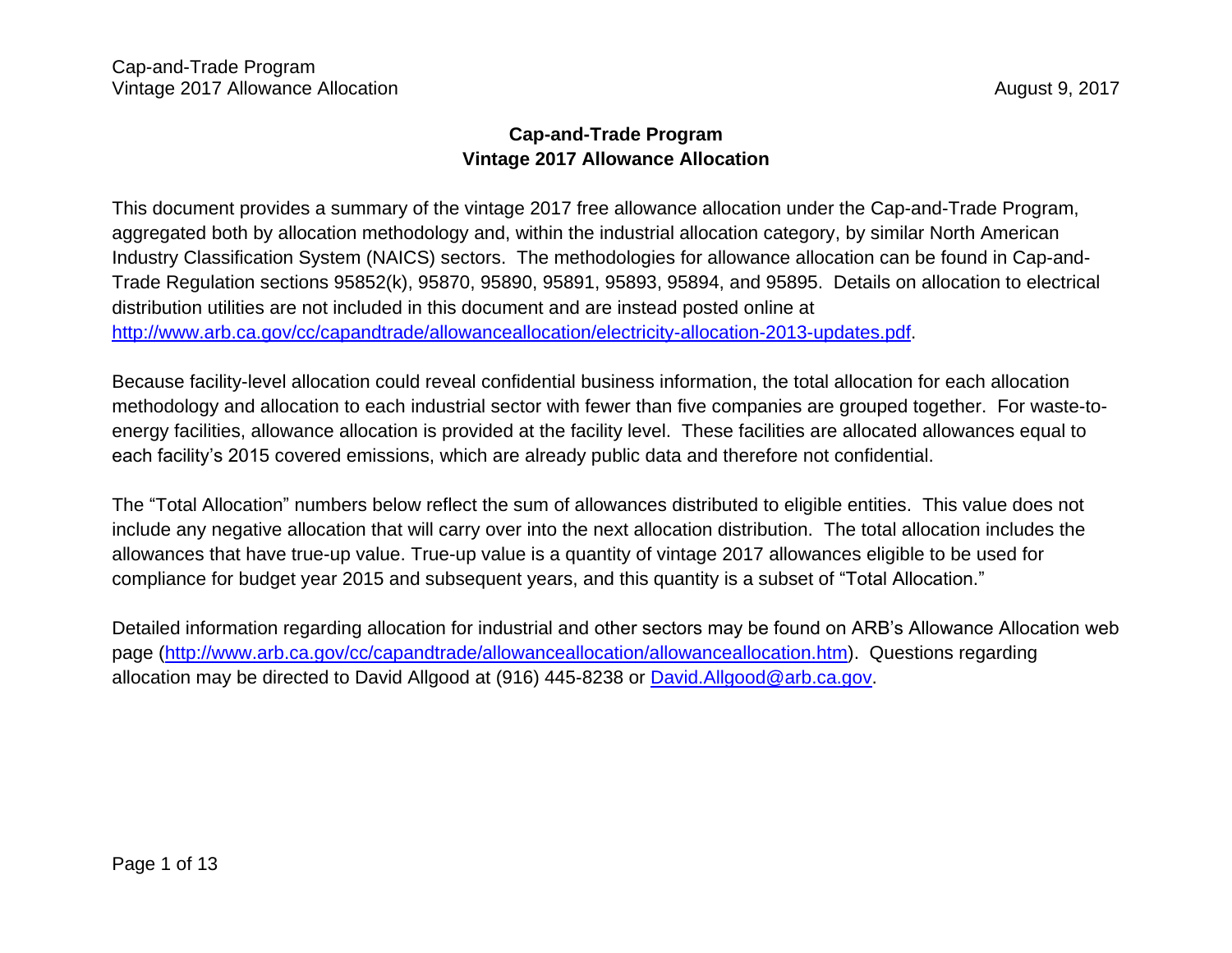# Cap-and-Trade Program
## Vintage 2017 Allowance Allocation

This document provides a summary of the vintage 2017 free allowance allocation under the Cap-and-Trade Program, aggregated both by allocation methodology and, within the industrial allocation category, by similar North American Industry Classification System (NAICS) sectors. The methodologies for allowance allocation can be found in Cap-and-Trade Regulation sections 95852(k), 95870, 95890, 95891, 95893, 95894, and 95895. Details on allocation to electrical distribution utilities are not included in this document and are instead posted online at [http://www.arb.ca.gov/cc/capandtrade/allowanceallocation/electricity-allocation-2013-updates.pdf](http://www.arb.ca.gov/cc/capandtrade/allowanceallocation/electricity-allocation-2013-updates.pdf).

Because facility-level allocation could reveal confidential business information, the total allocation for each allocation methodology and allocation to each industrial sector with fewer than five companies are grouped together. For waste-to-energy facilities, allowance allocation is provided at the facility level. These facilities are allocated allowances equal to each facility's 2015 covered emissions, which are already public data and therefore not confidential.

The "Total Allocation" numbers below reflect the sum of allowances distributed to eligible entities. This value does not include any negative allocation that will carry over into the next allocation distribution. The total allocation includes the allowances that have true-up value. True-up value is a quantity of vintage 2017 allowances eligible to be used for compliance for budget year 2015 and subsequent years, and this quantity is a subset of "Total Allocation."

Detailed information regarding allocation for industrial and other sectors may be found on ARB's Allowance Allocation web page ([http://www.arb.ca.gov/cc/capandtrade/allowanceallocation/allowanceallocation.htm](http://www.arb.ca.gov/cc/capandtrade/allowanceallocation/allowanceallocation.htm)). Questions regarding allocation may be directed to David Allgood at (916) 445-8238 or [David.Allgood@arb.ca.gov](mailto:David.Allgood@arb.ca.gov).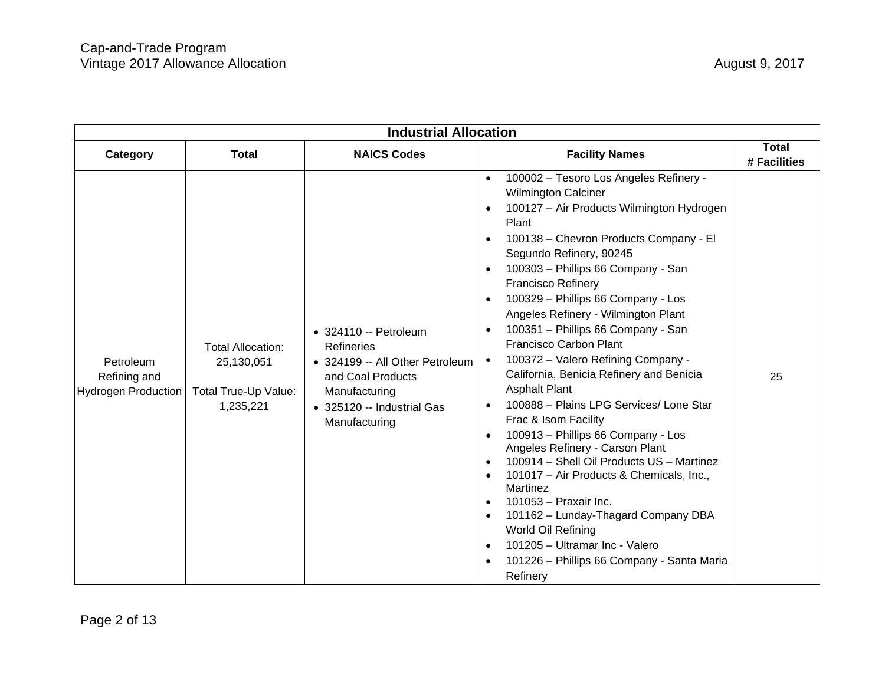| Industrial Allocation | | | | |
|---|---|---|---|---|
| **Category** | **Total** | **NAICS Codes** | **Facility Names** | **Total # Facilities** |
| Petroleum Refining and Hydrogen Production | Total Allocation: 25,130,051<br><br>Total True-Up Value: 1,235,221 | • 324110 -- Petroleum Refineries<br>• 324199 -- All Other Petroleum and Coal Products Manufacturing<br>• 325120 -- Industrial Gas Manufacturing | • 100002 – Tesoro Los Angeles Refinery - Wilmington Calciner<br>• 100127 – Air Products Wilmington Hydrogen Plant<br>• 100138 – Chevron Products Company - El Segundo Refinery, 90245<br>• 100303 – Phillips 66 Company - San Francisco Refinery<br>• 100329 – Phillips 66 Company - Los Angeles Refinery - Wilmington Plant<br>• 100351 – Phillips 66 Company - San Francisco Carbon Plant<br>• 100372 – Valero Refining Company - California, Benicia Refinery and Benicia Asphalt Plant<br>• 100888 – Plains LPG Services/ Lone Star Frac & Isom Facility<br>• 100913 – Phillips 66 Company - Los Angeles Refinery - Carson Plant<br>• 100914 – Shell Oil Products US – Martinez<br>• 101017 – Air Products & Chemicals, Inc., Martinez<br>• 101053 – Praxair Inc.<br>• 101162 – Lunday-Thagard Company DBA World Oil Refining<br>• 101205 – Ultramar Inc - Valero<br>• 101226 – Phillips 66 Company - Santa Maria Refinery | 25 |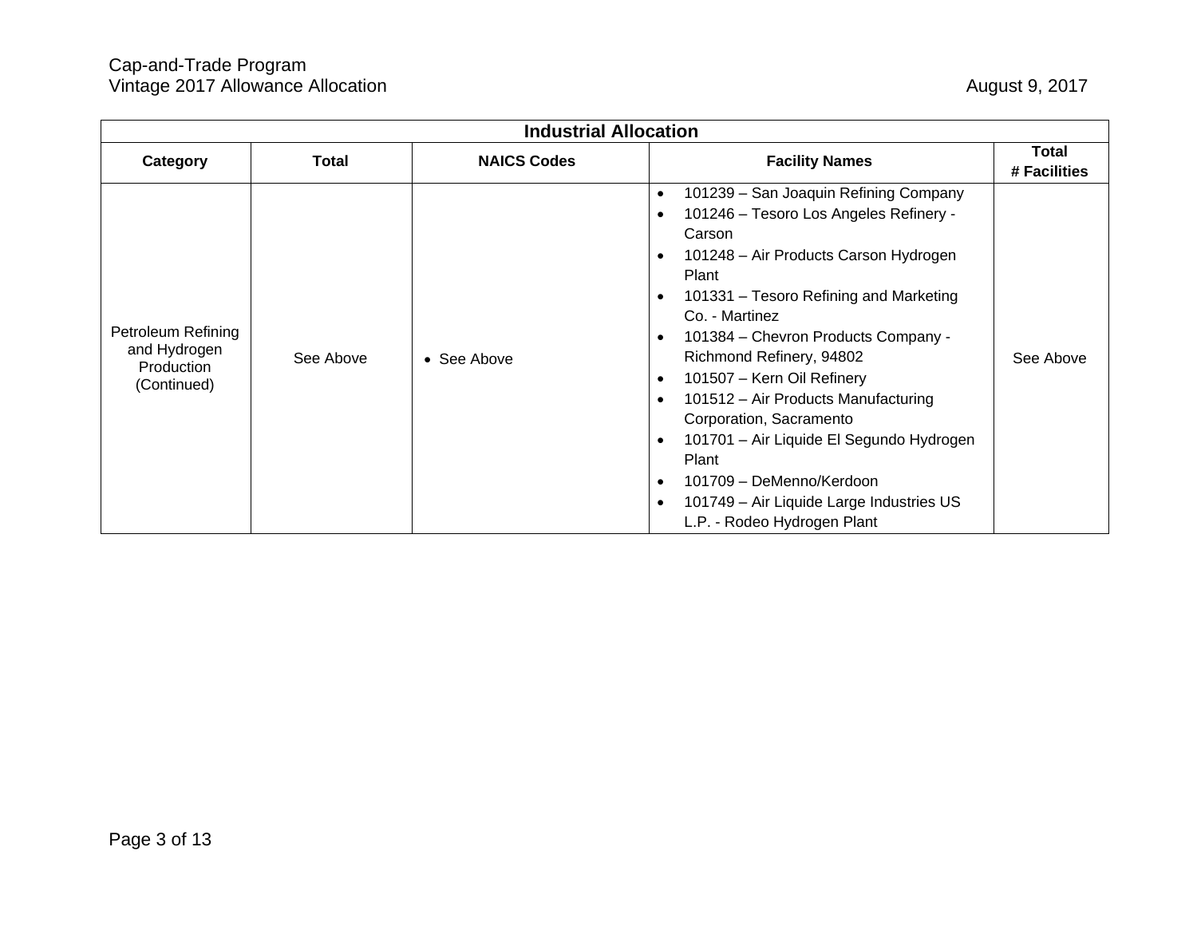| Industrial Allocation | | | | |
|---|---|---|---|---|
| **Category** | **Total** | **NAICS Codes** | **Facility Names** | **Total # Facilities** |
| Petroleum Refining and Hydrogen Production (Continued) | See Above | • See Above | • 101239 – San Joaquin Refining Company<br>• 101246 – Tesoro Los Angeles Refinery - Carson<br>• 101248 – Air Products Carson Hydrogen Plant<br>• 101331 – Tesoro Refining and Marketing Co. - Martinez<br>• 101384 – Chevron Products Company - Richmond Refinery, 94802<br>• 101507 – Kern Oil Refinery<br>• 101512 – Air Products Manufacturing Corporation, Sacramento<br>• 101701 – Air Liquide El Segundo Hydrogen Plant<br>• 101709 – DeMenno/Kerdoon<br>• 101749 – Air Liquide Large Industries US L.P. - Rodeo Hydrogen Plant | See Above |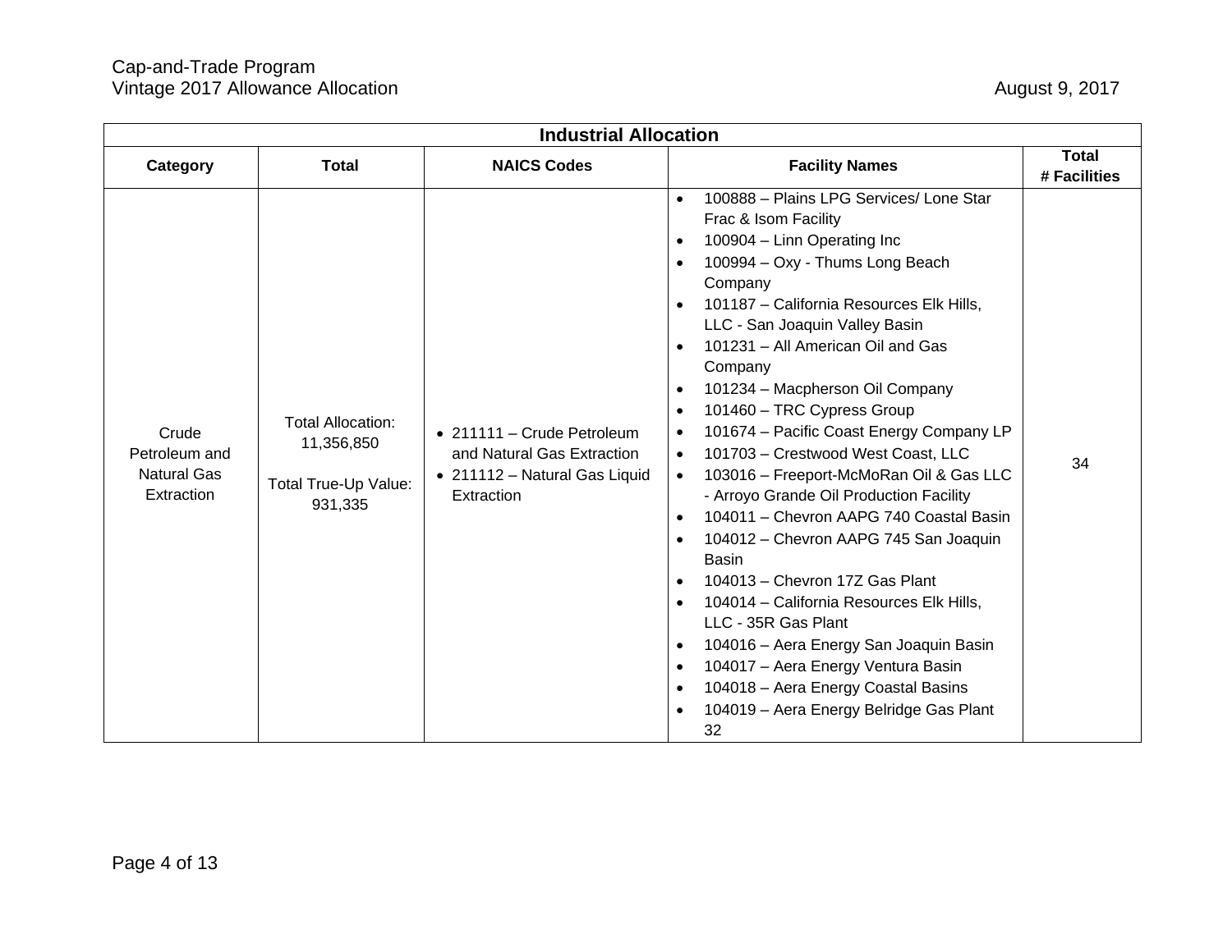| Industrial Allocation | | | | |
|---|---|---|---|---|
| **Category** | **Total** | **NAICS Codes** | **Facility Names** | **Total # Facilities** |
| Crude Petroleum and Natural Gas Extraction | Total Allocation: 11,356,850<br><br>Total True-Up Value: 931,335 | • 211111 – Crude Petroleum and Natural Gas Extraction<br>• 211112 – Natural Gas Liquid Extraction | • 100888 – Plains LPG Services/ Lone Star Frac & Isom Facility<br>• 100904 – Linn Operating Inc<br>• 100994 – Oxy - Thums Long Beach Company<br>• 101187 – California Resources Elk Hills, LLC - San Joaquin Valley Basin<br>• 101231 – All American Oil and Gas Company<br>• 101234 – Macpherson Oil Company<br>• 101460 – TRC Cypress Group<br>• 101674 – Pacific Coast Energy Company LP<br>• 101703 – Crestwood West Coast, LLC<br>• 103016 – Freeport-McMoRan Oil & Gas LLC - Arroyo Grande Oil Production Facility<br>• 104011 – Chevron AAPG 740 Coastal Basin<br>• 104012 – Chevron AAPG 745 San Joaquin Basin<br>• 104013 – Chevron 17Z Gas Plant<br>• 104014 – California Resources Elk Hills, LLC - 35R Gas Plant<br>• 104016 – Aera Energy San Joaquin Basin<br>• 104017 – Aera Energy Ventura Basin<br>• 104018 – Aera Energy Coastal Basins<br>• 104019 – Aera Energy Belridge Gas Plant 32 | 34 |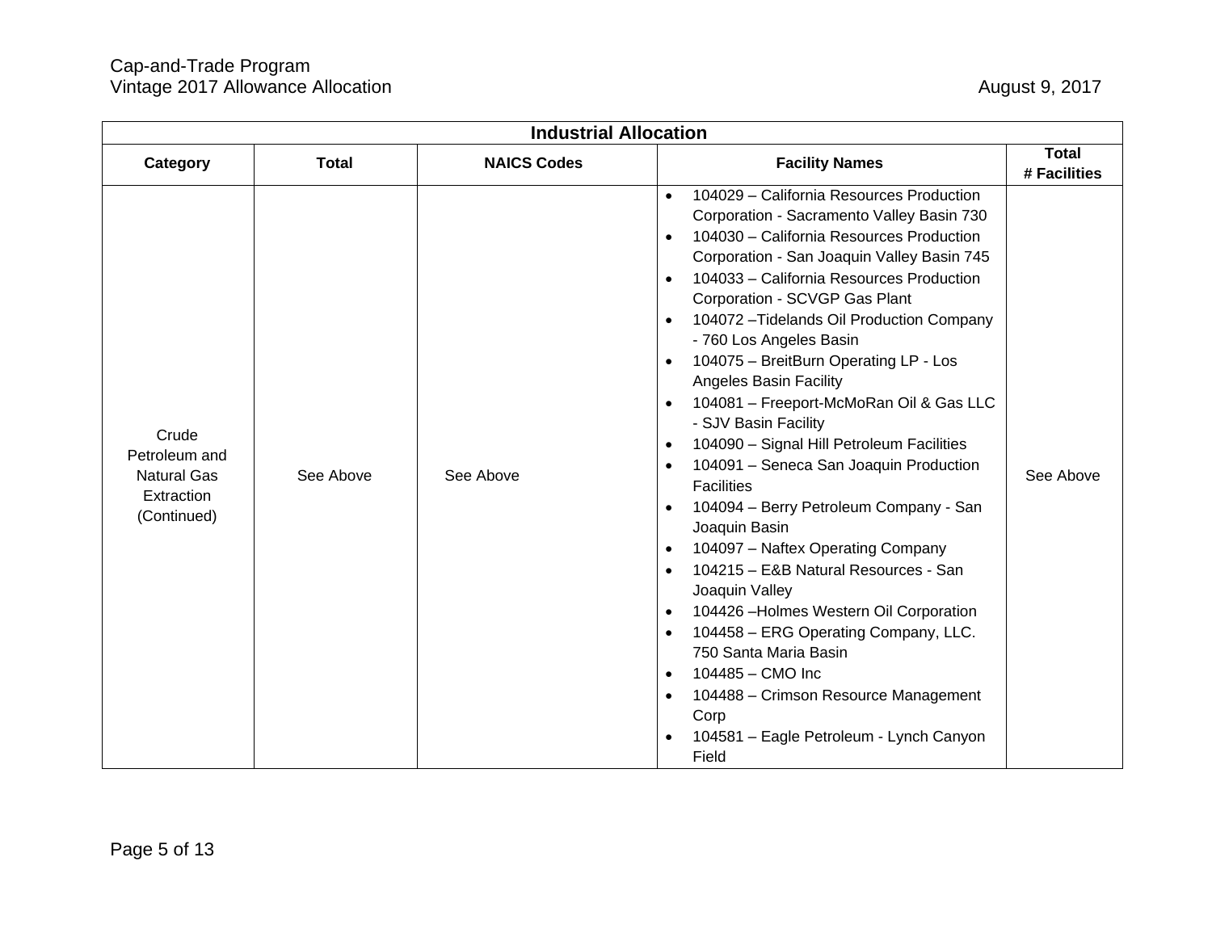| Industrial Allocation | | | | |
|---|---|---|---|---|
| **Category** | **Total** | **NAICS Codes** | **Facility Names** | **Total # Facilities** |
| Crude Petroleum and Natural Gas Extraction (Continued) | See Above | See Above | • 104029 – California Resources Production Corporation - Sacramento Valley Basin 730<br>• 104030 – California Resources Production Corporation - San Joaquin Valley Basin 745<br>• 104033 – California Resources Production Corporation - SCVGP Gas Plant<br>• 104072 –Tidelands Oil Production Company - 760 Los Angeles Basin<br>• 104075 – BreitBurn Operating LP - Los Angeles Basin Facility<br>• 104081 – Freeport-McMoRan Oil & Gas LLC - SJV Basin Facility<br>• 104090 – Signal Hill Petroleum Facilities<br>• 104091 – Seneca San Joaquin Production Facilities<br>• 104094 – Berry Petroleum Company - San Joaquin Basin<br>• 104097 – Naftex Operating Company<br>• 104215 – E&B Natural Resources - San Joaquin Valley<br>• 104426 –Holmes Western Oil Corporation<br>• 104458 – ERG Operating Company, LLC. 750 Santa Maria Basin<br>• 104485 – CMO Inc<br>• 104488 – Crimson Resource Management Corp<br>• 104581 – Eagle Petroleum - Lynch Canyon Field | See Above |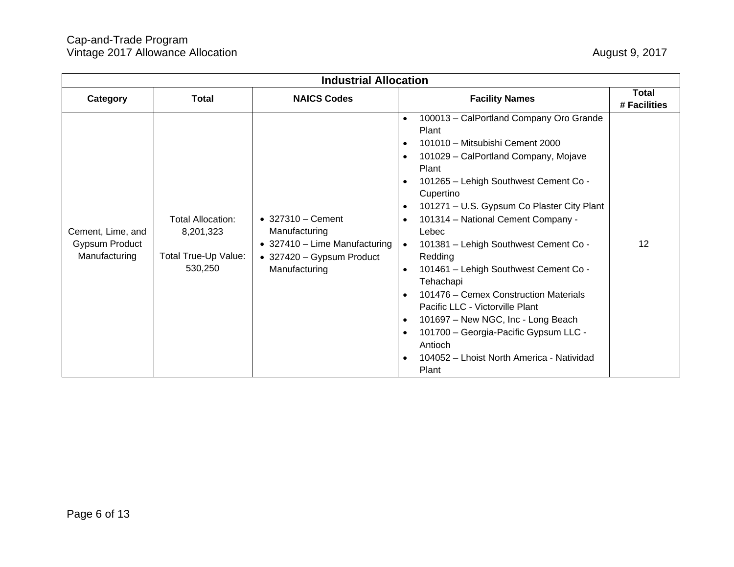| Industrial Allocation | | | | |
|---|---|---|---|---|
| **Category** | **Total** | **NAICS Codes** | **Facility Names** | **Total # Facilities** |
| Cement, Lime, and Gypsum Product Manufacturing | Total Allocation: 8,201,323<br><br>Total True-Up Value: 530,250 | • 327310 – Cement Manufacturing<br>• 327410 – Lime Manufacturing<br>• 327420 – Gypsum Product Manufacturing | • 100013 – CalPortland Company Oro Grande Plant<br>• 101010 – Mitsubishi Cement 2000<br>• 101029 – CalPortland Company, Mojave Plant<br>• 101265 – Lehigh Southwest Cement Co - Cupertino<br>• 101271 – U.S. Gypsum Co Plaster City Plant<br>• 101314 – National Cement Company - Lebec<br>• 101381 – Lehigh Southwest Cement Co - Redding<br>• 101461 – Lehigh Southwest Cement Co - Tehachapi<br>• 101476 – Cemex Construction Materials Pacific LLC - Victorville Plant<br>• 101697 – New NGC, Inc - Long Beach<br>• 101700 – Georgia-Pacific Gypsum LLC - Antioch<br>• 104052 – Lhoist North America - Natividad Plant | 12 |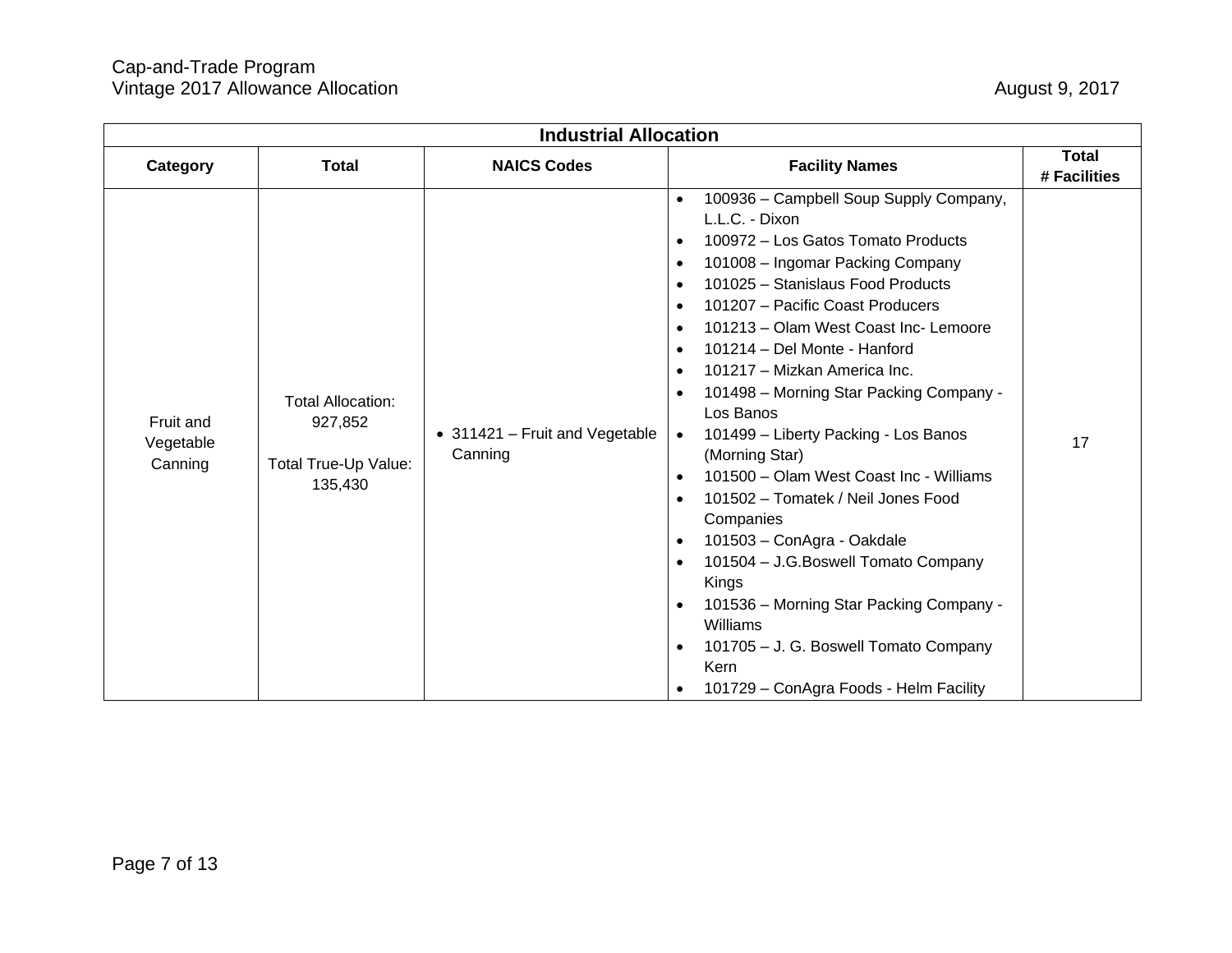| Industrial Allocation | | | | |
|---|---|---|---|---|
| **Category** | **Total** | **NAICS Codes** | **Facility Names** | **Total # Facilities** |
| Fruit and Vegetable Canning | Total Allocation: 927,852<br><br>Total True-Up Value: 135,430 | • 311421 – Fruit and Vegetable Canning | • 100936 – Campbell Soup Supply Company, L.L.C. - Dixon<br>• 100972 – Los Gatos Tomato Products<br>• 101008 – Ingomar Packing Company<br>• 101025 – Stanislaus Food Products<br>• 101207 – Pacific Coast Producers<br>• 101213 – Olam West Coast Inc- Lemoore<br>• 101214 – Del Monte - Hanford<br>• 101217 – Mizkan America Inc.<br>• 101498 – Morning Star Packing Company - Los Banos<br>• 101499 – Liberty Packing - Los Banos (Morning Star)<br>• 101500 – Olam West Coast Inc - Williams<br>• 101502 – Tomatek / Neil Jones Food Companies<br>• 101503 – ConAgra - Oakdale<br>• 101504 – J.G.Boswell Tomato Company Kings<br>• 101536 – Morning Star Packing Company - Williams<br>• 101705 – J. G. Boswell Tomato Company Kern<br>• 101729 – ConAgra Foods - Helm Facility | 17 |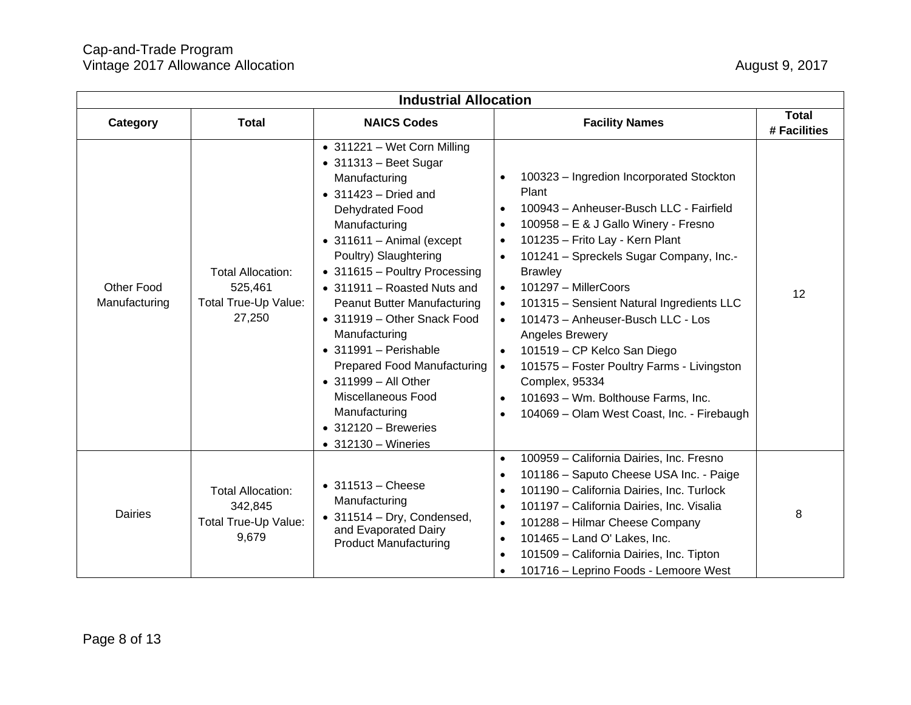| Industrial Allocation | | | | |
|---|---|---|---|---|
| **Category** | **Total** | **NAICS Codes** | **Facility Names** | **Total # Facilities** |
| Other Food Manufacturing | Total Allocation: 525,461<br>Total True-Up Value: 27,250 | • 311221 – Wet Corn Milling<br>• 311313 – Beet Sugar Manufacturing<br>• 311423 – Dried and Dehydrated Food Manufacturing<br>• 311611 – Animal (except Poultry) Slaughtering<br>• 311615 – Poultry Processing<br>• 311911 – Roasted Nuts and Peanut Butter Manufacturing<br>• 311919 – Other Snack Food Manufacturing<br>• 311991 – Perishable Prepared Food Manufacturing<br>• 311999 – All Other Miscellaneous Food Manufacturing<br>• 312120 – Breweries<br>• 312130 – Wineries | • 100323 – Ingredion Incorporated Stockton Plant<br>• 100943 – Anheuser-Busch LLC - Fairfield<br>• 100958 – E & J Gallo Winery - Fresno<br>• 101235 – Frito Lay - Kern Plant<br>• 101241 – Spreckels Sugar Company, Inc.-Brawley<br>• 101297 – MillerCoors<br>• 101315 – Sensient Natural Ingredients LLC<br>• 101473 – Anheuser-Busch LLC - Los Angeles Brewery<br>• 101519 – CP Kelco San Diego<br>• 101575 – Foster Poultry Farms - Livingston Complex, 95334<br>• 101693 – Wm. Bolthouse Farms, Inc.<br>• 104069 – Olam West Coast, Inc. - Firebaugh | 12 |
| Dairies | Total Allocation: 342,845<br>Total True-Up Value: 9,679 | • 311513 – Cheese Manufacturing<br>• 311514 – Dry, Condensed, and Evaporated Dairy Product Manufacturing | • 100959 – California Dairies, Inc. Fresno<br>• 101186 – Saputo Cheese USA Inc. - Paige<br>• 101190 – California Dairies, Inc. Turlock<br>• 101197 – California Dairies, Inc. Visalia<br>• 101288 – Hilmar Cheese Company<br>• 101465 – Land O' Lakes, Inc.<br>• 101509 – California Dairies, Inc. Tipton<br>• 101716 – Leprino Foods - Lemoore West | 8 |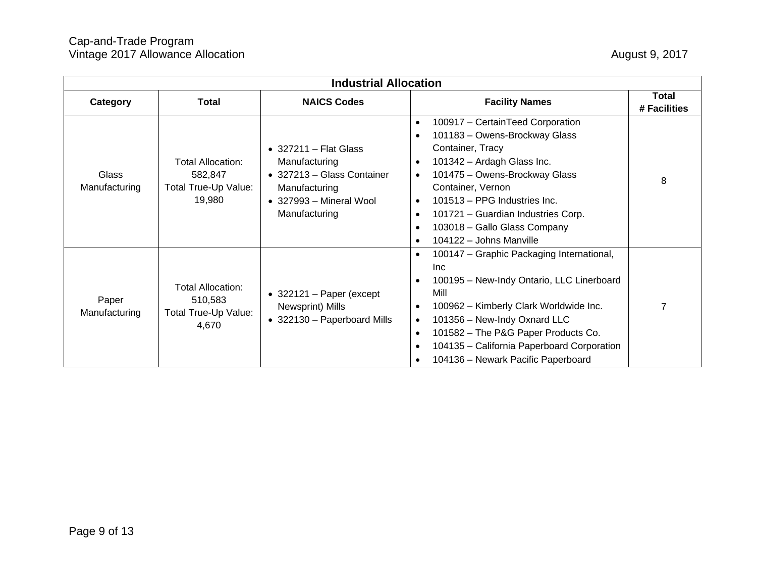| Industrial Allocation | | | | |
|---|---|---|---|---|
| **Category** | **Total** | **NAICS Codes** | **Facility Names** | **Total # Facilities** |
| Glass Manufacturing | Total Allocation: 582,847<br>Total True-Up Value: 19,980 | • 327211 – Flat Glass Manufacturing<br>• 327213 – Glass Container Manufacturing<br>• 327993 – Mineral Wool Manufacturing | • 100917 – CertainTeed Corporation<br>• 101183 – Owens-Brockway Glass Container, Tracy<br>• 101342 – Ardagh Glass Inc.<br>• 101475 – Owens-Brockway Glass Container, Vernon<br>• 101513 – PPG Industries Inc.<br>• 101721 – Guardian Industries Corp.<br>• 103018 – Gallo Glass Company<br>• 104122 – Johns Manville | 8 |
| Paper Manufacturing | Total Allocation: 510,583<br>Total True-Up Value: 4,670 | • 322121 – Paper (except Newsprint) Mills<br>• 322130 – Paperboard Mills | • 100147 – Graphic Packaging International, Inc<br>• 100195 – New-Indy Ontario, LLC Linerboard Mill<br>• 100962 – Kimberly Clark Worldwide Inc.<br>• 101356 – New-Indy Oxnard LLC<br>• 101582 – The P&G Paper Products Co.<br>• 104135 – California Paperboard Corporation<br>• 104136 – Newark Pacific Paperboard | 7 |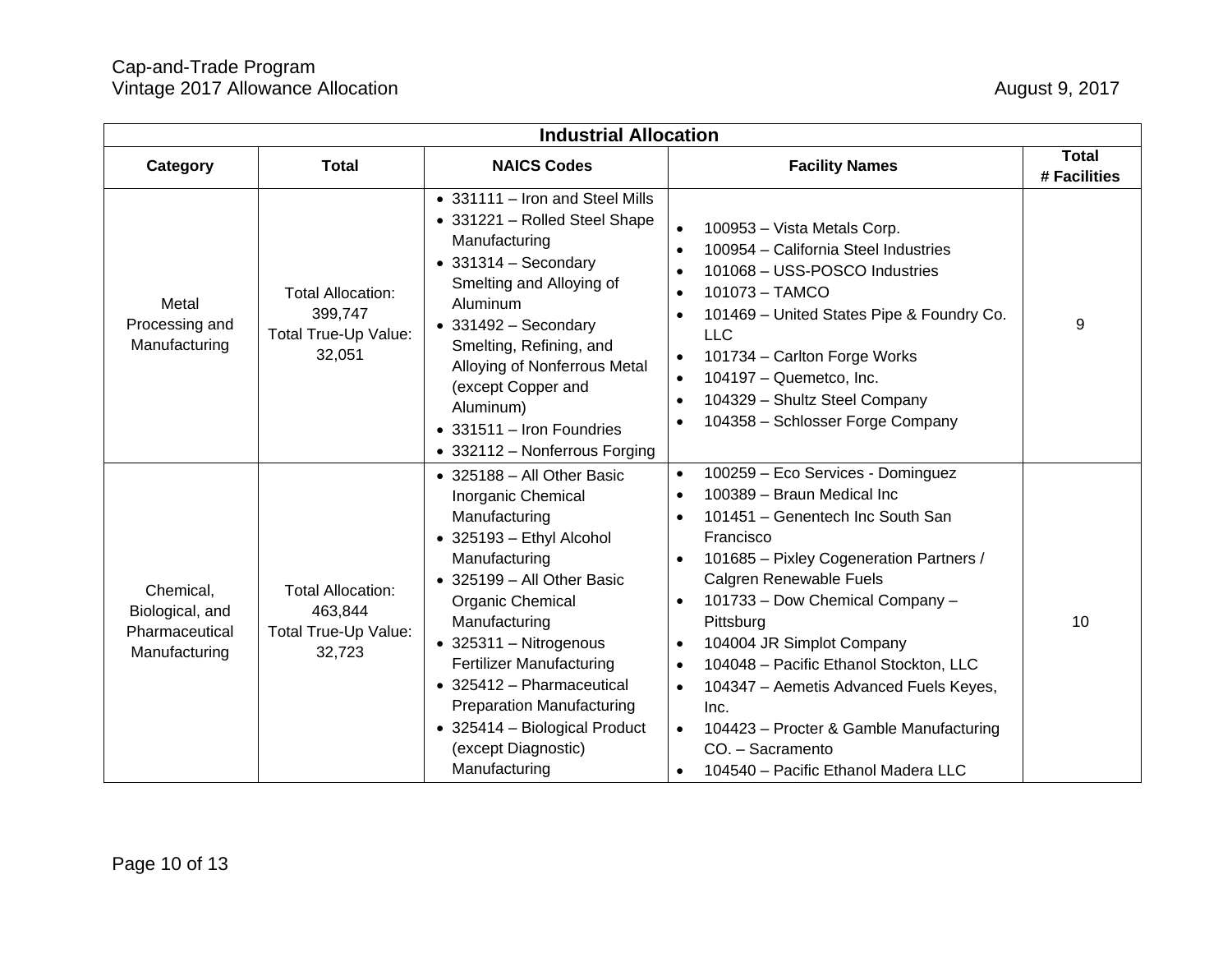| Industrial Allocation | | | | |
|---|---|---|---|---|
| **Category** | **Total** | **NAICS Codes** | **Facility Names** | **Total # Facilities** |
| Metal Processing and Manufacturing | Total Allocation: 399,747<br>Total True-Up Value: 32,051 | • 331111 – Iron and Steel Mills<br>• 331221 – Rolled Steel Shape Manufacturing<br>• 331314 – Secondary Smelting and Alloying of Aluminum<br>• 331492 – Secondary Smelting, Refining, and Alloying of Nonferrous Metal (except Copper and Aluminum)<br>• 331511 – Iron Foundries<br>• 332112 – Nonferrous Forging | • 100953 – Vista Metals Corp.<br>• 100954 – California Steel Industries<br>• 101068 – USS-POSCO Industries<br>• 101073 – TAMCO<br>• 101469 – United States Pipe & Foundry Co. LLC<br>• 101734 – Carlton Forge Works<br>• 104197 – Quemetco, Inc.<br>• 104329 – Shultz Steel Company<br>• 104358 – Schlosser Forge Company | 9 |
| Chemical, Biological, and Pharmaceutical Manufacturing | Total Allocation: 463,844<br>Total True-Up Value: 32,723 | • 325188 – All Other Basic Inorganic Chemical Manufacturing<br>• 325193 – Ethyl Alcohol Manufacturing<br>• 325199 – All Other Basic Organic Chemical Manufacturing<br>• 325311 – Nitrogenous Fertilizer Manufacturing<br>• 325412 – Pharmaceutical Preparation Manufacturing<br>• 325414 – Biological Product (except Diagnostic) Manufacturing | • 100259 – Eco Services - Dominguez<br>• 100389 – Braun Medical Inc<br>• 101451 – Genentech Inc South San Francisco<br>• 101685 – Pixley Cogeneration Partners / Calgren Renewable Fuels<br>• 101733 – Dow Chemical Company – Pittsburg<br>• 104004 JR Simplot Company<br>• 104048 – Pacific Ethanol Stockton, LLC<br>• 104347 – Aemetis Advanced Fuels Keyes, Inc.<br>• 104423 – Procter & Gamble Manufacturing CO. – Sacramento<br>• 104540 – Pacific Ethanol Madera LLC | 10 |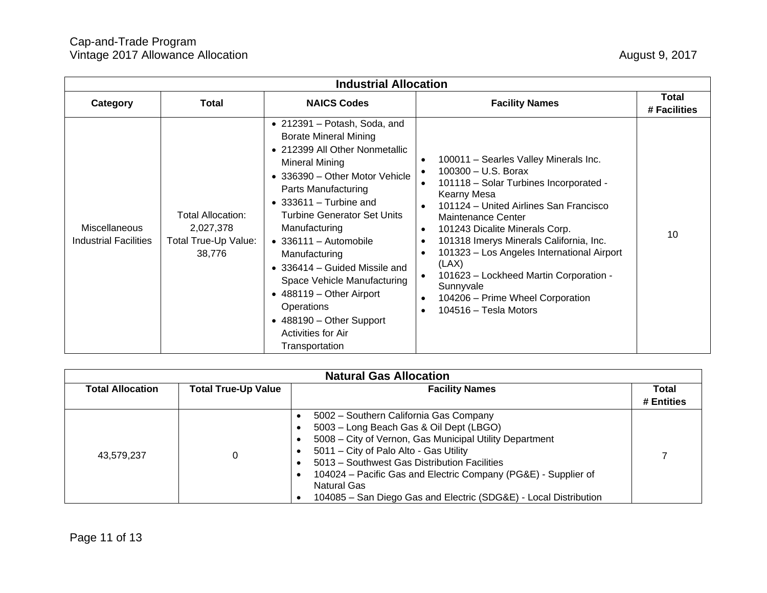| Industrial Allocation | | | | |
|---|---|---|---|---|
| **Category** | **Total** | **NAICS Codes** | **Facility Names** | **Total # Facilities** |
| Miscellaneous Industrial Facilities | Total Allocation: 2,027,378<br>Total True-Up Value: 38,776 | • 212391 – Potash, Soda, and Borate Mineral Mining<br>• 212399 All Other Nonmetallic Mineral Mining<br>• 336390 – Other Motor Vehicle Parts Manufacturing<br>• 333611 – Turbine and Turbine Generator Set Units Manufacturing<br>• 336111 – Automobile Manufacturing<br>• 336414 – Guided Missile and Space Vehicle Manufacturing<br>• 488119 – Other Airport Operations<br>• 488190 – Other Support Activities for Air Transportation | • 100011 – Searles Valley Minerals Inc.<br>• 100300 – U.S. Borax<br>• 101118 – Solar Turbines Incorporated - Kearny Mesa<br>• 101124 – United Airlines San Francisco Maintenance Center<br>• 101243 Dicalite Minerals Corp.<br>• 101318 Imerys Minerals California, Inc.<br>• 101323 – Los Angeles International Airport (LAX)<br>• 101623 – Lockheed Martin Corporation - Sunnyvale<br>• 104206 – Prime Wheel Corporation<br>• 104516 – Tesla Motors | 10 |

| Natural Gas Allocation | | | |
|---|---|---|---|
| **Total Allocation** | **Total True-Up Value** | **Facility Names** | **Total # Entities** |
| 43,579,237 | 0 | • 5002 – Southern California Gas Company<br>• 5003 – Long Beach Gas & Oil Dept (LBGO)<br>• 5008 – City of Vernon, Gas Municipal Utility Department<br>• 5011 – City of Palo Alto - Gas Utility<br>• 5013 – Southwest Gas Distribution Facilities<br>• 104024 – Pacific Gas and Electric Company (PG&E) - Supplier of Natural Gas<br>• 104085 – San Diego Gas and Electric (SDG&E) - Local Distribution | 7 |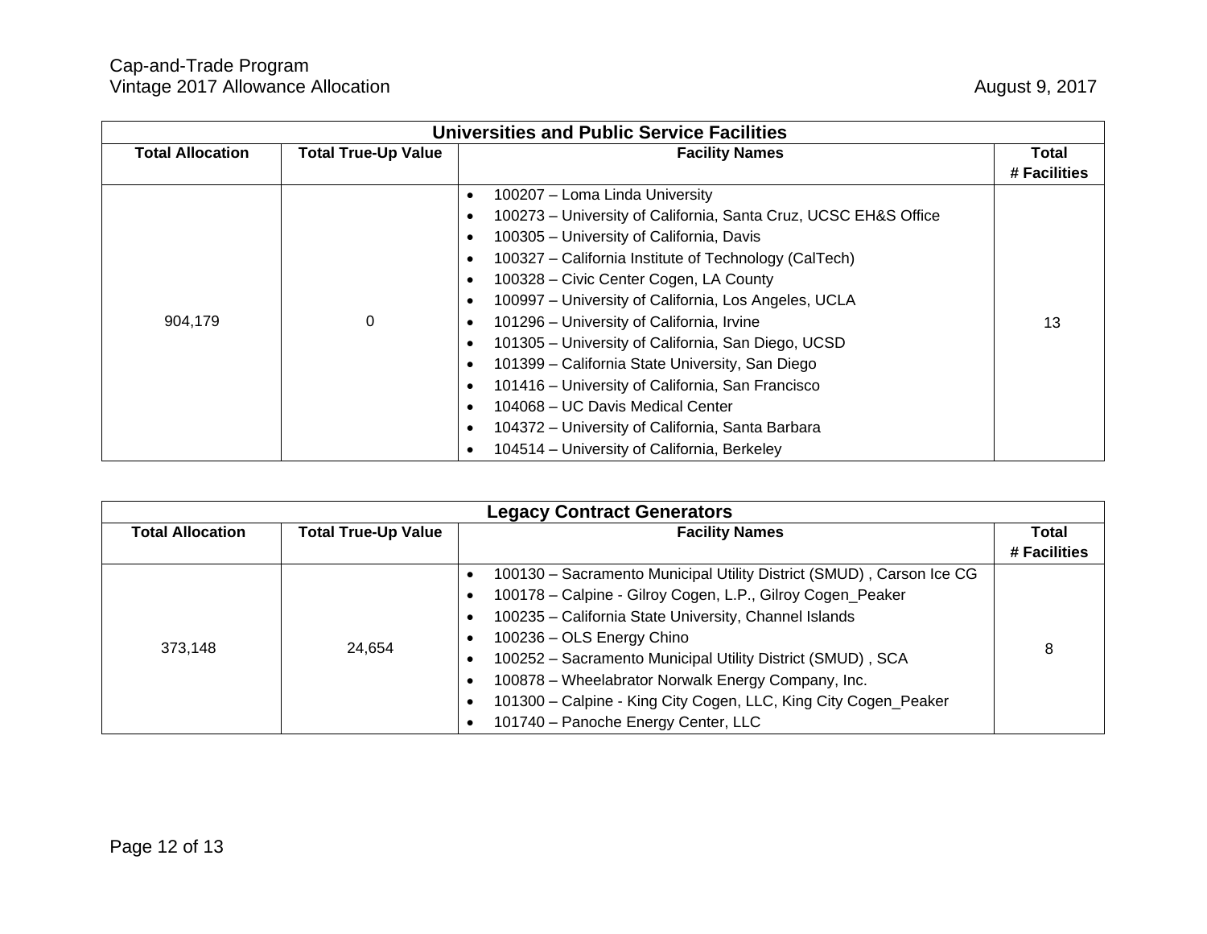| Universities and Public Service Facilities | | | |
|---|---|---|---|
| **Total Allocation** | **Total True-Up Value** | **Facility Names** | **Total # Facilities** |
| 904,179 | 0 | • 100207 – Loma Linda University<br>• 100273 – University of California, Santa Cruz, UCSC EH&S Office<br>• 100305 – University of California, Davis<br>• 100327 – California Institute of Technology (CalTech)<br>• 100328 – Civic Center Cogen, LA County<br>• 100997 – University of California, Los Angeles, UCLA<br>• 101296 – University of California, Irvine<br>• 101305 – University of California, San Diego, UCSD<br>• 101399 – California State University, San Diego<br>• 101416 – University of California, San Francisco<br>• 104068 – UC Davis Medical Center<br>• 104372 – University of California, Santa Barbara<br>• 104514 – University of California, Berkeley | 13 |

| Legacy Contract Generators | | | |
|---|---|---|---|
| **Total Allocation** | **Total True-Up Value** | **Facility Names** | **Total # Facilities** |
| 373,148 | 24,654 | • 100130 – Sacramento Municipal Utility District (SMUD) , Carson Ice CG<br>• 100178 – Calpine - Gilroy Cogen, L.P., Gilroy Cogen_Peaker<br>• 100235 – California State University, Channel Islands<br>• 100236 – OLS Energy Chino<br>• 100252 – Sacramento Municipal Utility District (SMUD) , SCA<br>• 100878 – Wheelabrator Norwalk Energy Company, Inc.<br>• 101300 – Calpine - King City Cogen, LLC, King City Cogen_Peaker<br>• 101740 – Panoche Energy Center, LLC | 8 |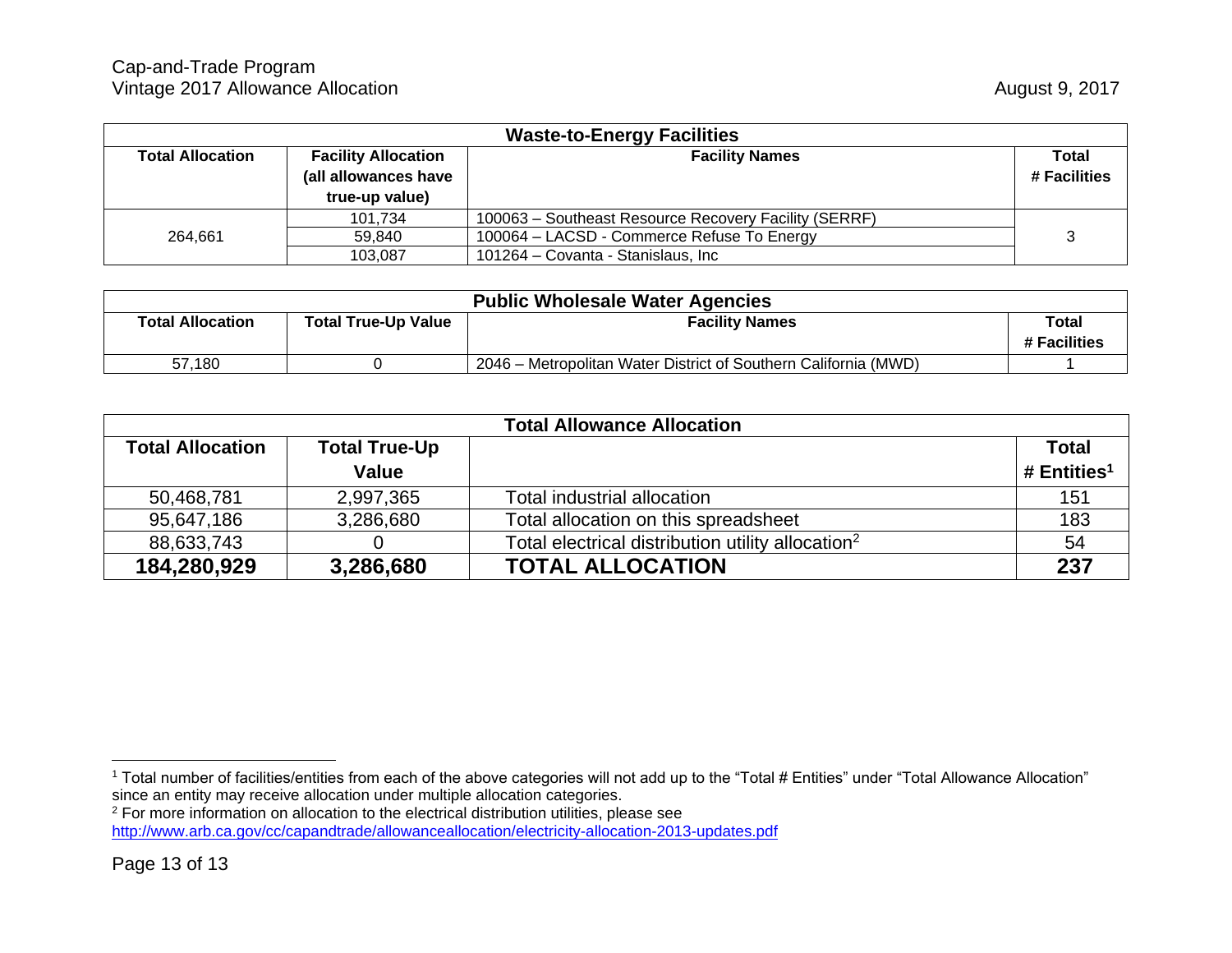| Waste-to-Energy Facilities | | | |
|---|---|---|---|
| **Total Allocation** | **Facility Allocation (all allowances have true-up value)** | **Facility Names** | **Total # Facilities** |
| 264,661 | 101,734 | 100063 – Southeast Resource Recovery Facility (SERRF) | 3 |
| | 59,840 | 100064 – LACSD - Commerce Refuse To Energy | |
| | 103,087 | 101264 – Covanta - Stanislaus, Inc | |

| Public Wholesale Water Agencies | | | |
|---|---|---|---|
| **Total Allocation** | **Total True-Up Value** | **Facility Names** | **Total # Facilities** |
| 57,180 | 0 | 2046 – Metropolitan Water District of Southern California (MWD) | 1 |

| Total Allowance Allocation | | | |
|---|---|---|---|
| **Total Allocation** | **Total True-Up Value** | | **Total # Entities[1]** |
| 50,468,781 | 2,997,365 | Total industrial allocation | 151 |
| 95,647,186 | 3,286,680 | Total allocation on this spreadsheet | 183 |
| 88,633,743 | 0 | Total electrical distribution utility allocation[2] | 54 |
| **184,280,929** | **3,286,680** | **TOTAL ALLOCATION** | **237** |

[1] Total number of facilities/entities from each of the above categories will not add up to the "Total # Entities" under "Total Allowance Allocation" since an entity may receive allocation under multiple allocation categories.

[2] For more information on allocation to the electrical distribution utilities, please see http://www.arb.ca.gov/cc/capandtrade/allowanceallocation/electricity-allocation-2013-updates.pdf